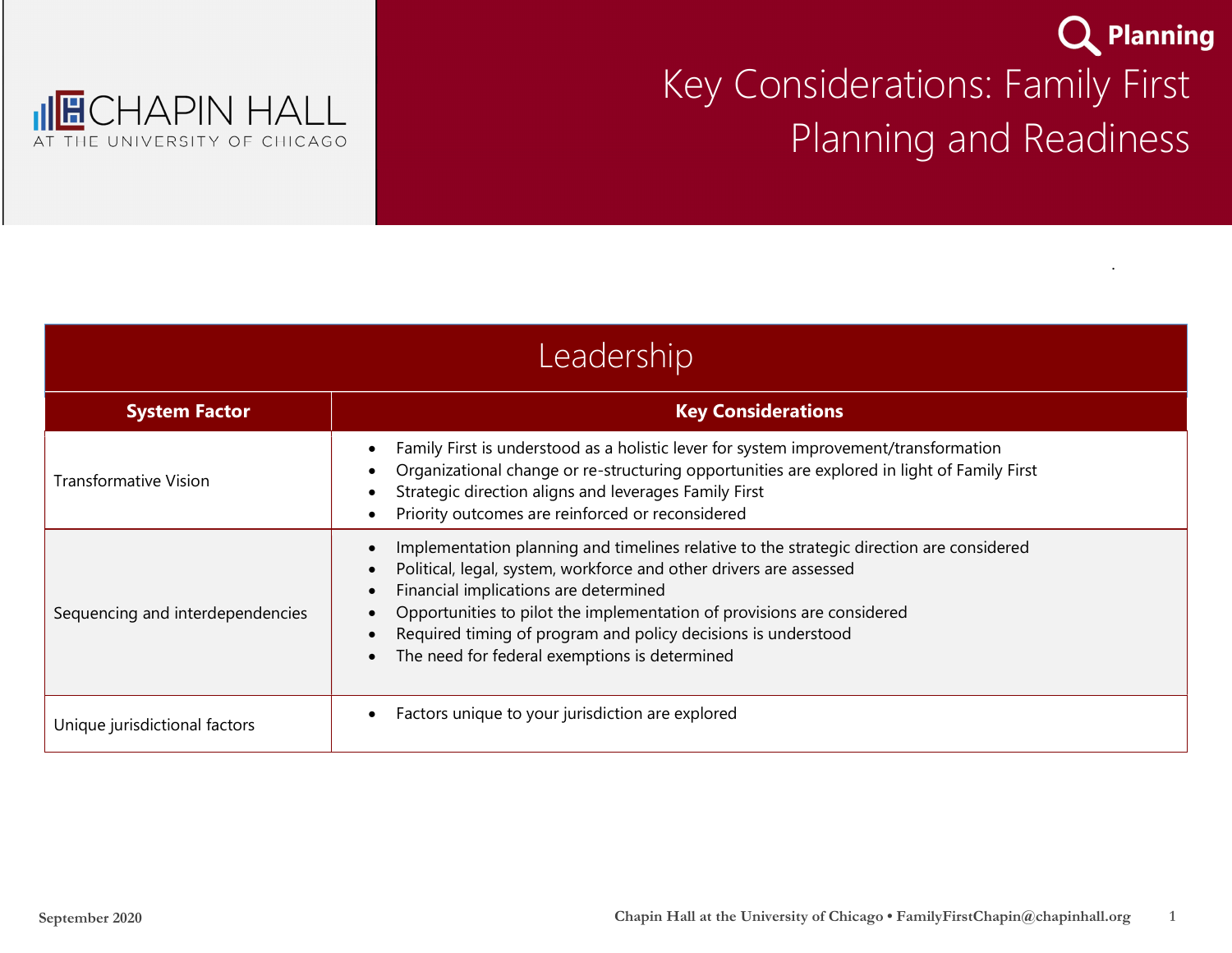CHAPIN HALL AT THE UNIVERSITY OF CHICAGO

Planning

# Key Considerations: Family First Planning and Readiness

## Leadership

| System Factor | Key Considerations |
|---|---|
| Transformative Vision | • Family First is understood as a holistic lever for system improvement/transformation<br>• Organizational change or re-structuring opportunities are explored in light of Family First<br>• Strategic direction aligns and leverages Family First<br>• Priority outcomes are reinforced or reconsidered |
| Sequencing and interdependencies | • Implementation planning and timelines relative to the strategic direction are considered<br>• Political, legal, system, workforce and other drivers are assessed<br>• Financial implications are determined<br>• Opportunities to pilot the implementation of provisions are considered<br>• Required timing of program and policy decisions is understood<br>• The need for federal exemptions is determined |
| Unique jurisdictional factors | • Factors unique to your jurisdiction are explored |

September 2020

Chapin Hall at the University of Chicago • FamilyFirstChapin@chapinhall.org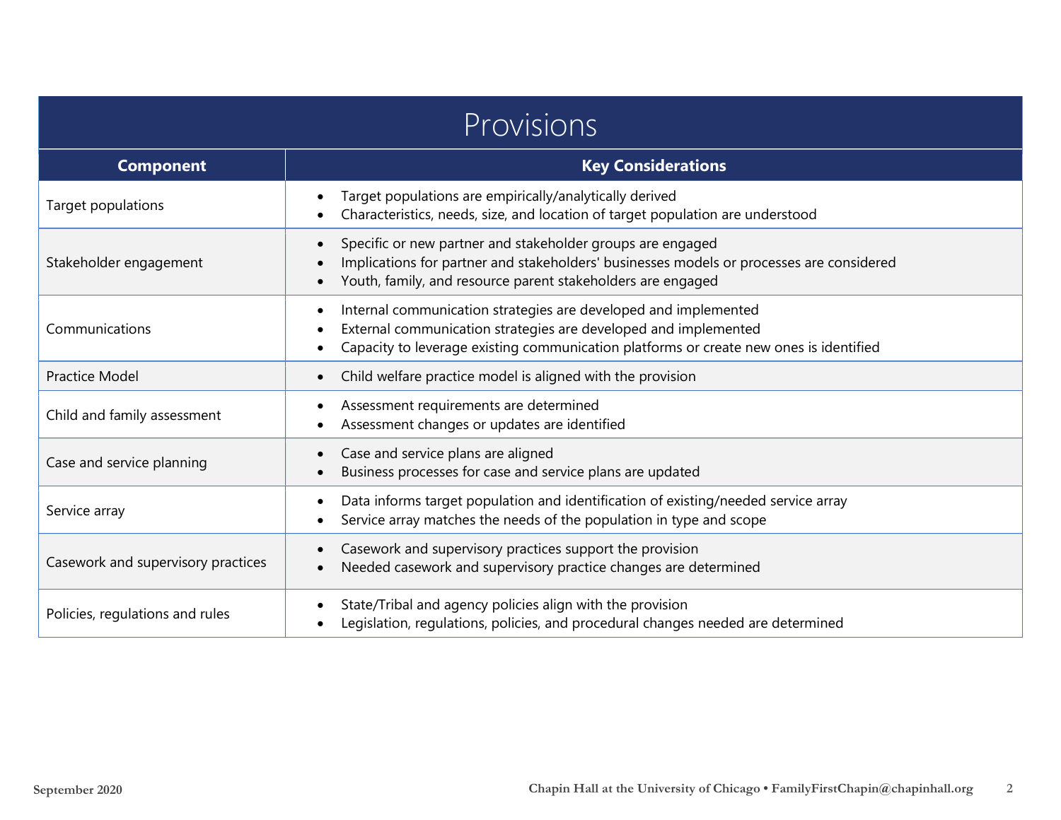## Provisions

| Component | Key Considerations |
|---|---|
| Target populations | • Target populations are empirically/analytically derived<br>• Characteristics, needs, size, and location of target population are understood |
| Stakeholder engagement | • Specific or new partner and stakeholder groups are engaged<br>• Implications for partner and stakeholders' businesses models or processes are considered<br>• Youth, family, and resource parent stakeholders are engaged |
| Communications | • Internal communication strategies are developed and implemented<br>• External communication strategies are developed and implemented<br>• Capacity to leverage existing communication platforms or create new ones is identified |
| Practice Model | • Child welfare practice model is aligned with the provision |
| Child and family assessment | • Assessment requirements are determined<br>• Assessment changes or updates are identified |
| Case and service planning | • Case and service plans are aligned<br>• Business processes for case and service plans are updated |
| Service array | • Data informs target population and identification of existing/needed service array<br>• Service array matches the needs of the population in type and scope |
| Casework and supervisory practices | • Casework and supervisory practices support the provision<br>• Needed casework and supervisory practice changes are determined |
| Policies, regulations and rules | • State/Tribal and agency policies align with the provision<br>• Legislation, regulations, policies, and procedural changes needed are determined |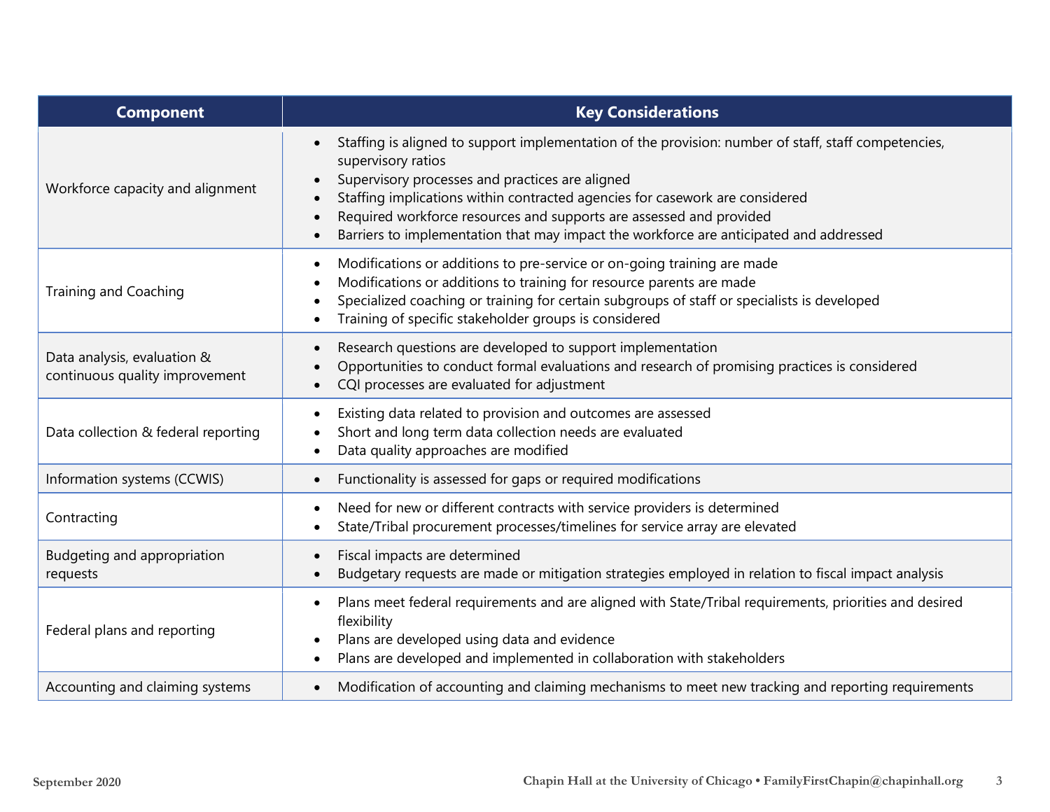| Component | Key Considerations |
| --- | --- |
| Workforce capacity and alignment | • Staffing is aligned to support implementation of the provision: number of staff, staff competencies, supervisory ratios<br>• Supervisory processes and practices are aligned<br>• Staffing implications within contracted agencies for casework are considered<br>• Required workforce resources and supports are assessed and provided<br>• Barriers to implementation that may impact the workforce are anticipated and addressed |
| Training and Coaching | • Modifications or additions to pre-service or on-going training are made<br>• Modifications or additions to training for resource parents are made<br>• Specialized coaching or training for certain subgroups of staff or specialists is developed<br>• Training of specific stakeholder groups is considered |
| Data analysis, evaluation & continuous quality improvement | • Research questions are developed to support implementation<br>• Opportunities to conduct formal evaluations and research of promising practices is considered<br>• CQI processes are evaluated for adjustment |
| Data collection & federal reporting | • Existing data related to provision and outcomes are assessed<br>• Short and long term data collection needs are evaluated<br>• Data quality approaches are modified |
| Information systems (CCWIS) | • Functionality is assessed for gaps or required modifications |
| Contracting | • Need for new or different contracts with service providers is determined<br>• State/Tribal procurement processes/timelines for service array are elevated |
| Budgeting and appropriation requests | • Fiscal impacts are determined<br>• Budgetary requests are made or mitigation strategies employed in relation to fiscal impact analysis |
| Federal plans and reporting | • Plans meet federal requirements and are aligned with State/Tribal requirements, priorities and desired flexibility<br>• Plans are developed using data and evidence<br>• Plans are developed and implemented in collaboration with stakeholders |
| Accounting and claiming systems | • Modification of accounting and claiming mechanisms to meet new tracking and reporting requirements |